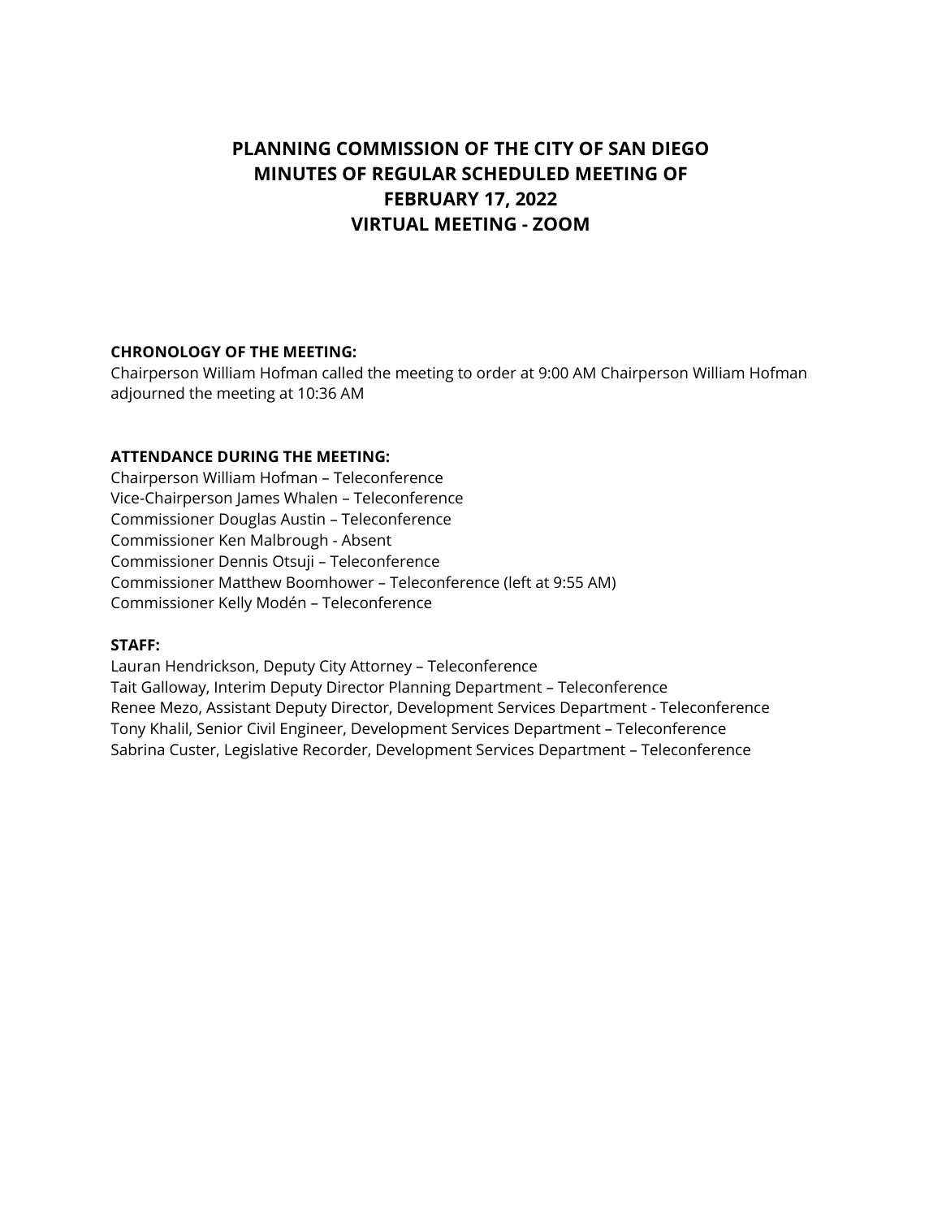# PLANNING COMMISSION OF THE CITY OF SAN DIEGO
# MINUTES OF REGULAR SCHEDULED MEETING OF
# FEBRUARY 17, 2022
# VIRTUAL MEETING - ZOOM

**CHRONOLOGY OF THE MEETING:**
Chairperson William Hofman called the meeting to order at 9:00 AM Chairperson William Hofman adjourned the meeting at 10:36 AM

**ATTENDANCE DURING THE MEETING:**
Chairperson William Hofman – Teleconference
Vice-Chairperson James Whalen – Teleconference
Commissioner Douglas Austin – Teleconference
Commissioner Ken Malbrough - Absent
Commissioner Dennis Otsuji – Teleconference
Commissioner Matthew Boomhower – Teleconference (left at 9:55 AM)
Commissioner Kelly Modén – Teleconference

**STAFF:**
Lauran Hendrickson, Deputy City Attorney – Teleconference
Tait Galloway, Interim Deputy Director Planning Department – Teleconference
Renee Mezo, Assistant Deputy Director, Development Services Department - Teleconference
Tony Khalil, Senior Civil Engineer, Development Services Department – Teleconference
Sabrina Custer, Legislative Recorder, Development Services Department – Teleconference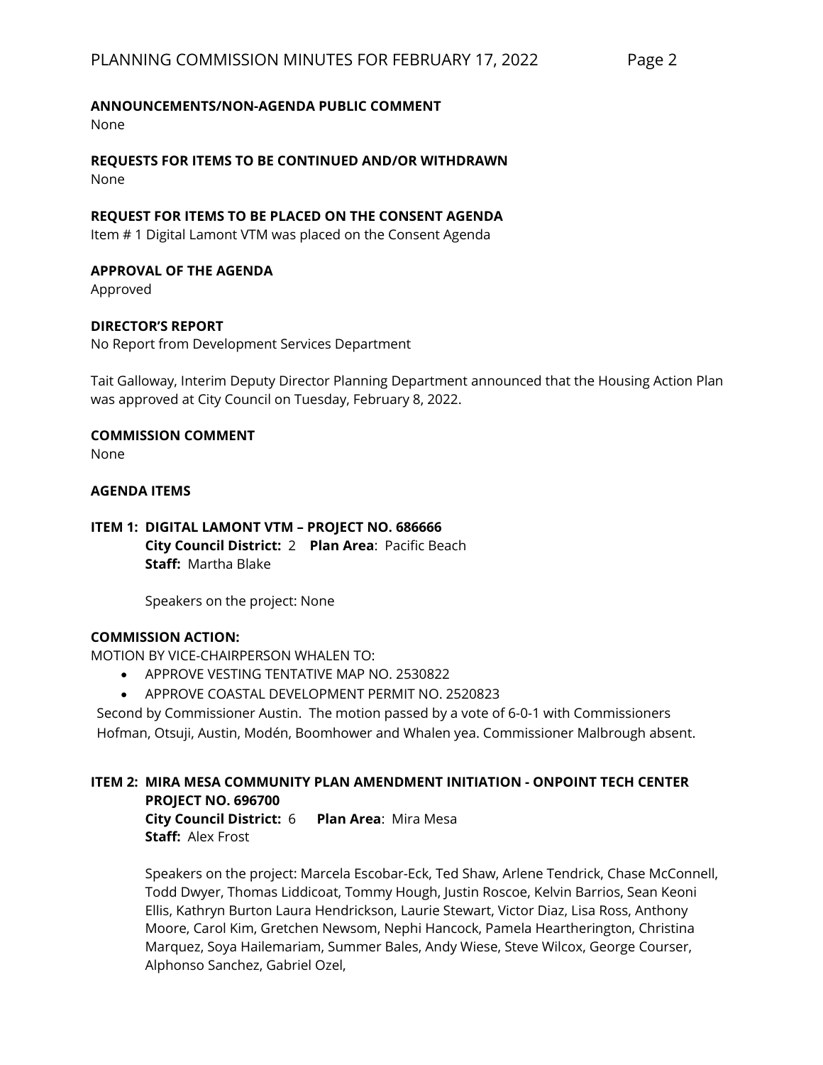**ANNOUNCEMENTS/NON-AGENDA PUBLIC COMMENT**
None

**REQUESTS FOR ITEMS TO BE CONTINUED AND/OR WITHDRAWN**
None

**REQUEST FOR ITEMS TO BE PLACED ON THE CONSENT AGENDA**
Item # 1 Digital Lamont VTM was placed on the Consent Agenda

**APPROVAL OF THE AGENDA**
Approved

**DIRECTOR'S REPORT**
No Report from Development Services Department

Tait Galloway, Interim Deputy Director Planning Department announced that the Housing Action Plan was approved at City Council on Tuesday, February 8, 2022.

**COMMISSION COMMENT**
None

**AGENDA ITEMS**

**ITEM 1: DIGITAL LAMONT VTM – PROJECT NO. 686666**
**City Council District:** 2 **Plan Area**: Pacific Beach
**Staff:** Martha Blake

Speakers on the project: None

**COMMISSION ACTION:**
MOTION BY VICE-CHAIRPERSON WHALEN TO:

- APPROVE VESTING TENTATIVE MAP NO. 2530822
- APPROVE COASTAL DEVELOPMENT PERMIT NO. 2520823

Second by Commissioner Austin. The motion passed by a vote of 6-0-1 with Commissioners Hofman, Otsuji, Austin, Modén, Boomhower and Whalen yea. Commissioner Malbrough absent.

**ITEM 2: MIRA MESA COMMUNITY PLAN AMENDMENT INITIATION - ONPOINT TECH CENTER PROJECT NO. 696700**
**City Council District:** 6 **Plan Area**: Mira Mesa
**Staff:** Alex Frost

Speakers on the project: Marcela Escobar-Eck, Ted Shaw, Arlene Tendrick, Chase McConnell, Todd Dwyer, Thomas Liddicoat, Tommy Hough, Justin Roscoe, Kelvin Barrios, Sean Keoni Ellis, Kathryn Burton Laura Hendrickson, Laurie Stewart, Victor Diaz, Lisa Ross, Anthony Moore, Carol Kim, Gretchen Newsom, Nephi Hancock, Pamela Heartherington, Christina Marquez, Soya Hailemariam, Summer Bales, Andy Wiese, Steve Wilcox, George Courser, Alphonso Sanchez, Gabriel Ozel,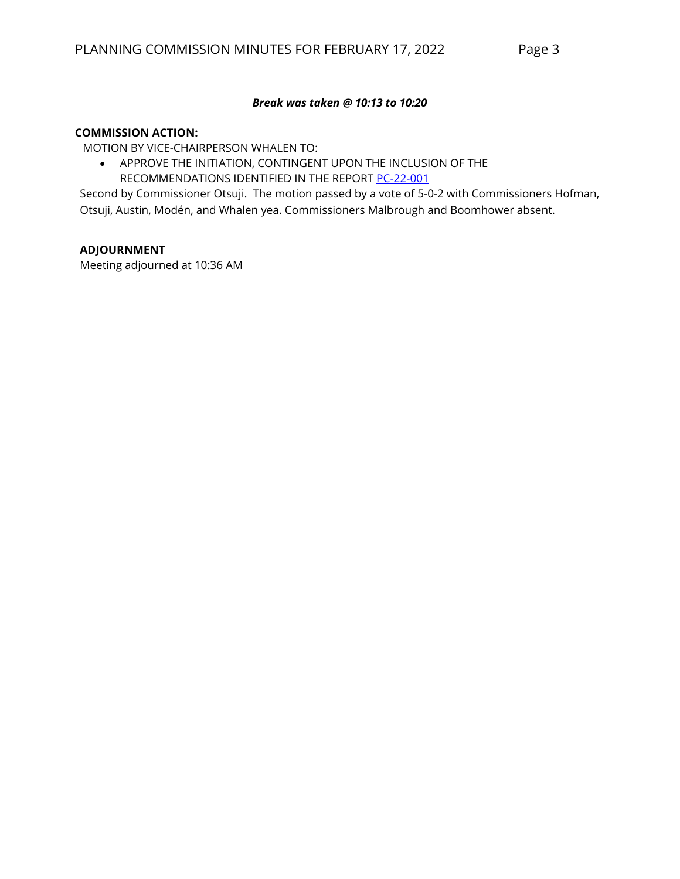***Break was taken @ 10:13 to 10:20***

**COMMISSION ACTION:**

MOTION BY VICE-CHAIRPERSON WHALEN TO:

- APPROVE THE INITIATION, CONTINGENT UPON THE INCLUSION OF THE RECOMMENDATIONS IDENTIFIED IN THE REPORT PC-22-001

Second by Commissioner Otsuji. The motion passed by a vote of 5-0-2 with Commissioners Hofman, Otsuji, Austin, Modén, and Whalen yea. Commissioners Malbrough and Boomhower absent.

**ADJOURNMENT**

Meeting adjourned at 10:36 AM